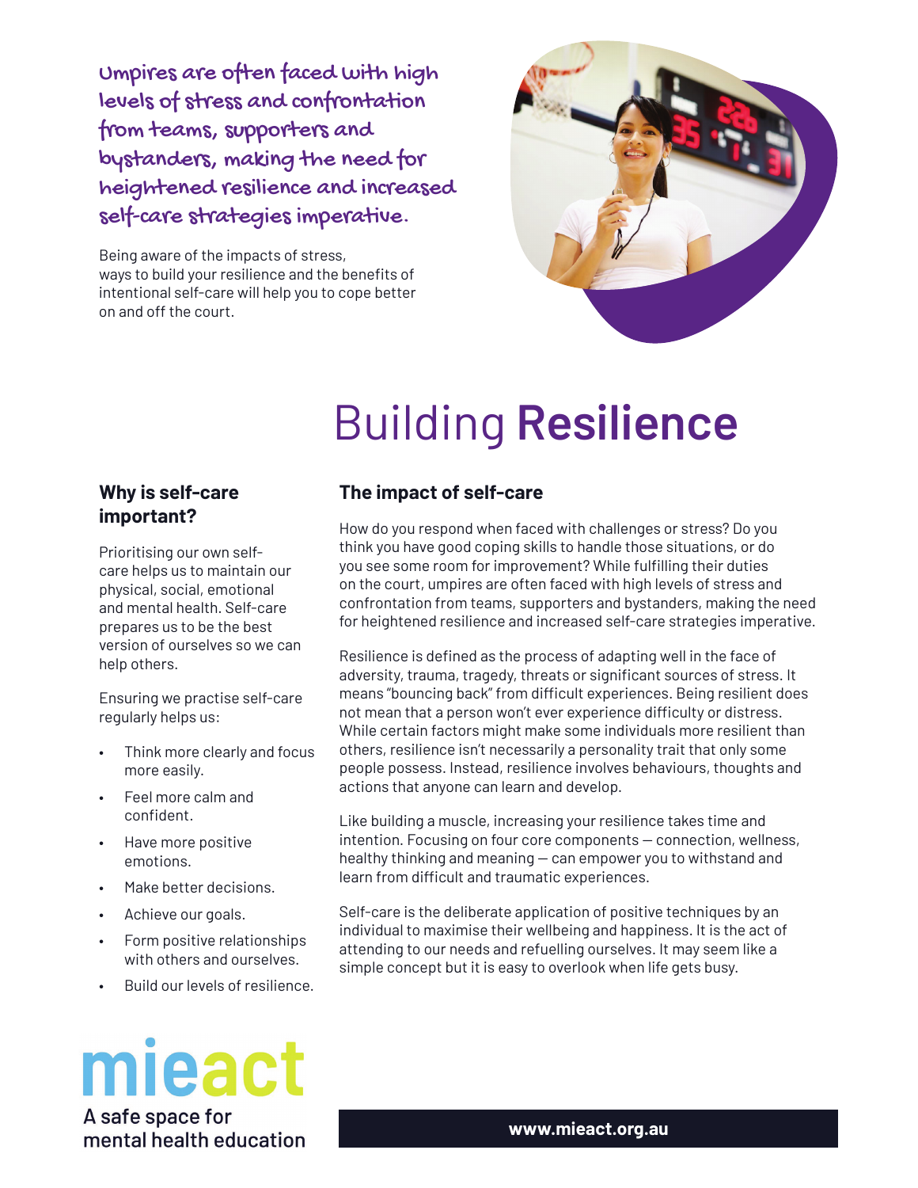**Umpires are often faced with high levels of stress and confrontation from teams, supporters and bystanders, making the need for heightened resilience and increased self-care strategies imperative.**

Being aware of the impacts of stress, ways to build your resilience and the benefits of intentional self-care will help you to cope better on and off the court.

# Building **Resilience**

## Why is self-care important?

Prioritising our own self-care helps us to maintain our physical, social, emotional and mental health. Self-care prepares us to be the best version of ourselves so we can help others.

Ensuring we practise self-care regularly helps us:

- Think more clearly and focus more easily.
- Feel more calm and confident.
- Have more positive emotions.
- Make better decisions.
- Achieve our goals.
- Form positive relationships with others and ourselves.
- Build our levels of resilience.

## The impact of self-care

How do you respond when faced with challenges or stress? Do you think you have good coping skills to handle those situations, or do you see some room for improvement? While fulfilling their duties on the court, umpires are often faced with high levels of stress and confrontation from teams, supporters and bystanders, making the need for heightened resilience and increased self-care strategies imperative.

Resilience is defined as the process of adapting well in the face of adversity, trauma, tragedy, threats or significant sources of stress. It means "bouncing back" from difficult experiences. Being resilient does not mean that a person won't ever experience difficulty or distress. While certain factors might make some individuals more resilient than others, resilience isn't necessarily a personality trait that only some people possess. Instead, resilience involves behaviours, thoughts and actions that anyone can learn and develop.

Like building a muscle, increasing your resilience takes time and intention. Focusing on four core components — connection, wellness, healthy thinking and meaning — can empower you to withstand and learn from difficult and traumatic experiences.

Self-care is the deliberate application of positive techniques by an individual to maximise their wellbeing and happiness. It is the act of attending to our needs and refuelling ourselves. It may seem like a simple concept but it is easy to overlook when life gets busy.

mieact
A safe space for mental health education

**www.mieact.org.au**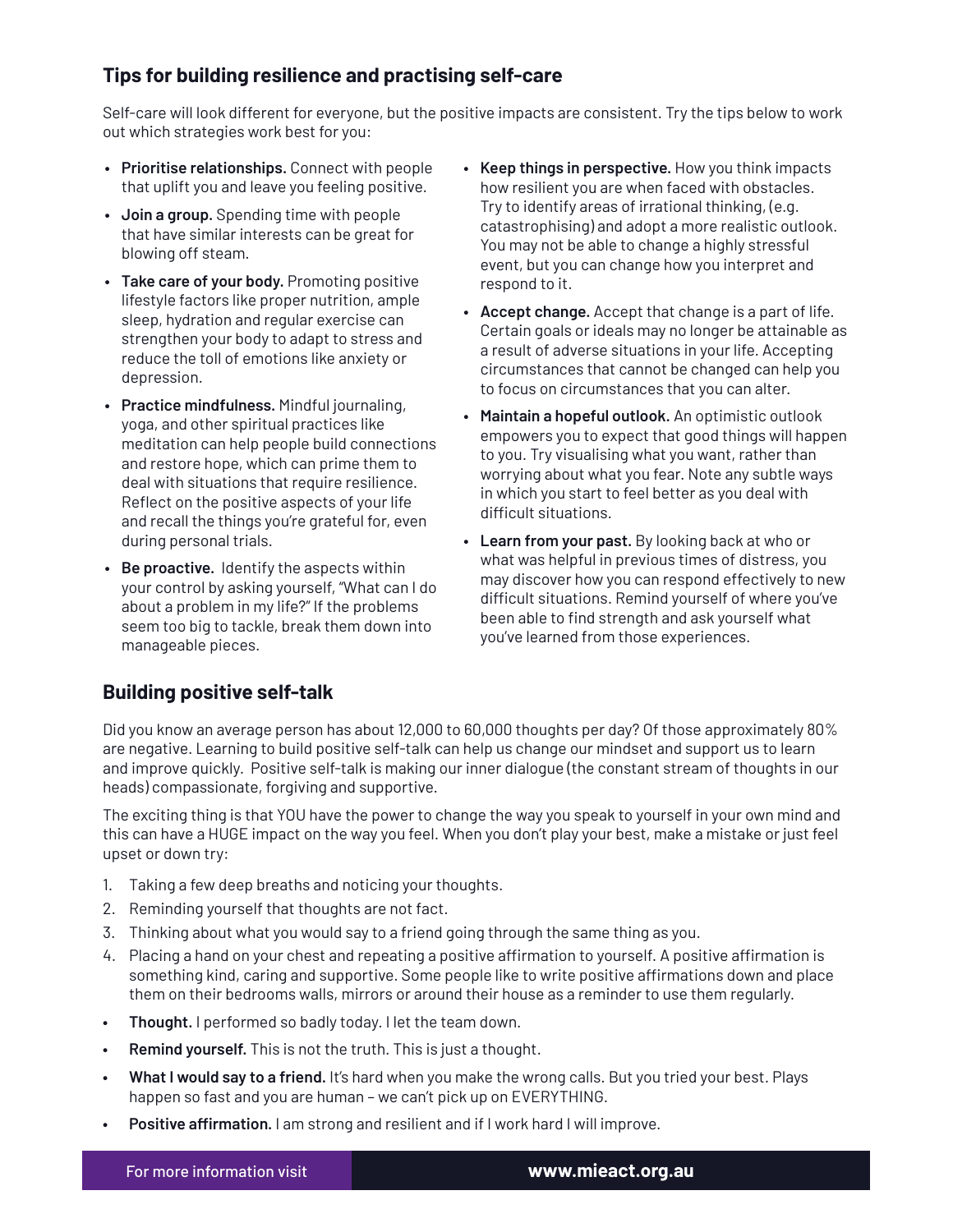## Tips for building resilience and practising self-care

Self-care will look different for everyone, but the positive impacts are consistent. Try the tips below to work out which strategies work best for you:

- **Prioritise relationships.** Connect with people that uplift you and leave you feeling positive.
- **Join a group.** Spending time with people that have similar interests can be great for blowing off steam.
- **Take care of your body.** Promoting positive lifestyle factors like proper nutrition, ample sleep, hydration and regular exercise can strengthen your body to adapt to stress and reduce the toll of emotions like anxiety or depression.
- **Practice mindfulness.** Mindful journaling, yoga, and other spiritual practices like meditation can help people build connections and restore hope, which can prime them to deal with situations that require resilience. Reflect on the positive aspects of your life and recall the things you're grateful for, even during personal trials.
- **Be proactive.** Identify the aspects within your control by asking yourself, "What can I do about a problem in my life?" If the problems seem too big to tackle, break them down into manageable pieces.
- **Keep things in perspective.** How you think impacts how resilient you are when faced with obstacles. Try to identify areas of irrational thinking, (e.g. catastrophising) and adopt a more realistic outlook. You may not be able to change a highly stressful event, but you can change how you interpret and respond to it.
- **Accept change.** Accept that change is a part of life. Certain goals or ideals may no longer be attainable as a result of adverse situations in your life. Accepting circumstances that cannot be changed can help you to focus on circumstances that you can alter.
- **Maintain a hopeful outlook.** An optimistic outlook empowers you to expect that good things will happen to you. Try visualising what you want, rather than worrying about what you fear. Note any subtle ways in which you start to feel better as you deal with difficult situations.
- **Learn from your past.** By looking back at who or what was helpful in previous times of distress, you may discover how you can respond effectively to new difficult situations. Remind yourself of where you've been able to find strength and ask yourself what you've learned from those experiences.

## Building positive self-talk

Did you know an average person has about 12,000 to 60,000 thoughts per day? Of those approximately 80% are negative. Learning to build positive self-talk can help us change our mindset and support us to learn and improve quickly. Positive self-talk is making our inner dialogue (the constant stream of thoughts in our heads) compassionate, forgiving and supportive.

The exciting thing is that YOU have the power to change the way you speak to yourself in your own mind and this can have a HUGE impact on the way you feel. When you don't play your best, make a mistake or just feel upset or down try:

1. Taking a few deep breaths and noticing your thoughts.
2. Reminding yourself that thoughts are not fact.
3. Thinking about what you would say to a friend going through the same thing as you.
4. Placing a hand on your chest and repeating a positive affirmation to yourself. A positive affirmation is something kind, caring and supportive. Some people like to write positive affirmations down and place them on their bedrooms walls, mirrors or around their house as a reminder to use them regularly.

- **Thought.** I performed so badly today. I let the team down.
- **Remind yourself.** This is not the truth. This is just a thought.
- **What I would say to a friend.** It's hard when you make the wrong calls. But you tried your best. Plays happen so fast and you are human – we can't pick up on EVERYTHING.
- **Positive affirmation.** I am strong and resilient and if I work hard I will improve.

For more information visit **www.mieact.org.au**